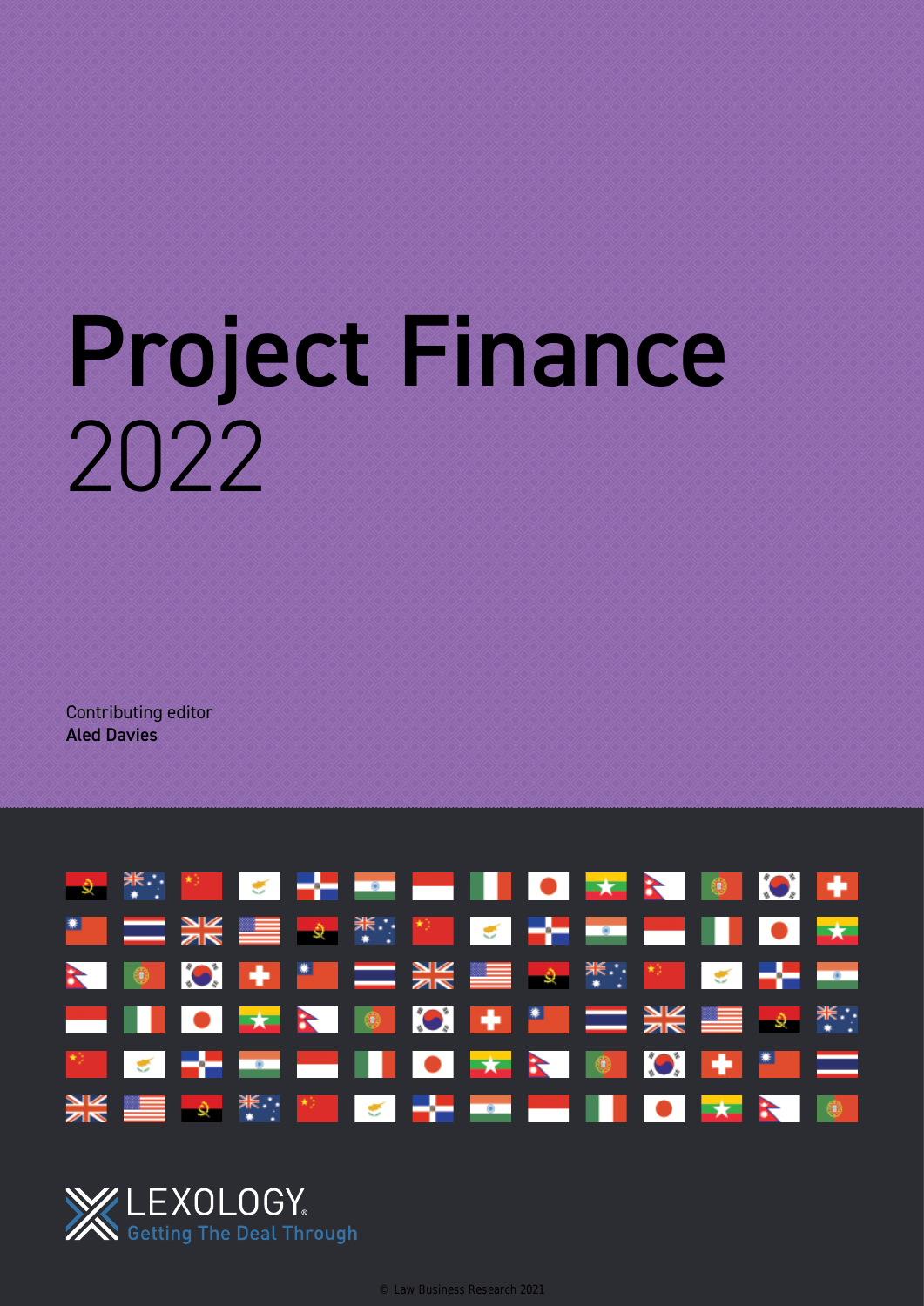# Project Finance
2022

Contributing editor
**Aled Davies**

LEXOLOGY.
Getting The Deal Through

© Law Business Research 2021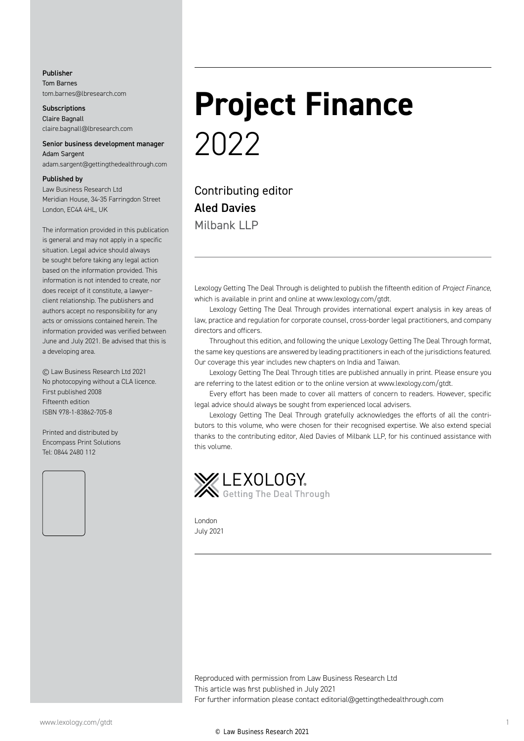**Publisher**
Tom Barnes
tom.barnes@lbresearch.com

**Subscriptions**
Claire Bagnall
claire.bagnall@lbresearch.com

**Senior business development manager**
Adam Sargent
adam.sargent@gettingthedealthrough.com

**Published by**
Law Business Research Ltd
Meridian House, 34-35 Farringdon Street
London, EC4A 4HL, UK

The information provided in this publication is general and may not apply in a specific situation. Legal advice should always be sought before taking any legal action based on the information provided. This information is not intended to create, nor does receipt of it constitute, a lawyer–client relationship. The publishers and authors accept no responsibility for any acts or omissions contained herein. The information provided was verified between June and July 2021. Be advised that this is a developing area.

© Law Business Research Ltd 2021
No photocopying without a CLA licence.
First published 2008
Fifteenth edition
ISBN 978-1-83862-705-8

Printed and distributed by
Encompass Print Solutions
Tel: 0844 2480 112

# Project Finance 2022

Contributing editor
**Aled Davies**
Milbank LLP

Lexology Getting The Deal Through is delighted to publish the fifteenth edition of *Project Finance*, which is available in print and online at www.lexology.com/gtdt.

Lexology Getting The Deal Through provides international expert analysis in key areas of law, practice and regulation for corporate counsel, cross-border legal practitioners, and company directors and officers.

Throughout this edition, and following the unique Lexology Getting The Deal Through format, the same key questions are answered by leading practitioners in each of the jurisdictions featured. Our coverage this year includes new chapters on India and Taiwan.

Lexology Getting The Deal Through titles are published annually in print. Please ensure you are referring to the latest edition or to the online version at www.lexology.com/gtdt.

Every effort has been made to cover all matters of concern to readers. However, specific legal advice should always be sought from experienced local advisers.

Lexology Getting The Deal Through gratefully acknowledges the efforts of all the contributors to this volume, who were chosen for their recognised expertise. We also extend special thanks to the contributing editor, Aled Davies of Milbank LLP, for his continued assistance with this volume.

LEXOLOGY Getting The Deal Through

London
July 2021

Reproduced with permission from Law Business Research Ltd
This article was first published in July 2021
For further information please contact editorial@gettingthedealthrough.com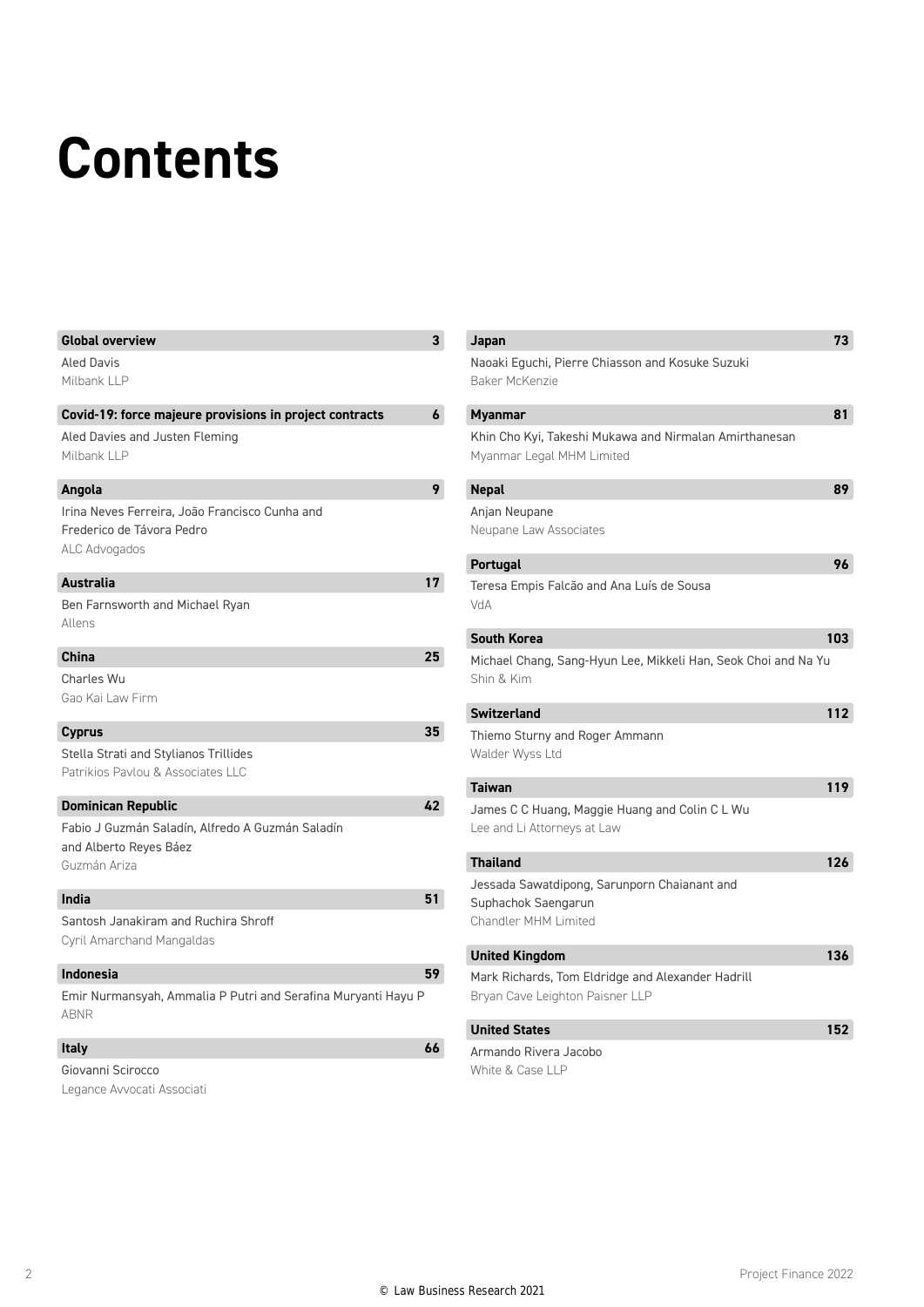# Contents

**Global overview** 3

Aled Davis
Milbank LLP

**Covid-19: force majeure provisions in project contracts** 6

Aled Davies and Justen Fleming
Milbank LLP

**Angola** 9

Irina Neves Ferreira, João Francisco Cunha and Frederico de Távora Pedro
ALC Advogados

**Australia** 17

Ben Farnsworth and Michael Ryan
Allens

**China** 25

Charles Wu
Gao Kai Law Firm

**Cyprus** 35

Stella Strati and Stylianos Trillides
Patrikios Pavlou & Associates LLC

**Dominican Republic** 42

Fabio J Guzmán Saladín, Alfredo A Guzmán Saladín and Alberto Reyes Báez
Guzmán Ariza

**India** 51

Santosh Janakiram and Ruchira Shroff
Cyril Amarchand Mangaldas

**Indonesia** 59

Emir Nurmansyah, Ammalia P Putri and Serafina Muryanti Hayu P
ABNR

**Italy** 66

Giovanni Scirocco
Legance Avvocati Associati

**Japan** 73

Naoaki Eguchi, Pierre Chiasson and Kosuke Suzuki
Baker McKenzie

**Myanmar** 81

Khin Cho Kyi, Takeshi Mukawa and Nirmalan Amirthanesan
Myanmar Legal MHM Limited

**Nepal** 89

Anjan Neupane
Neupane Law Associates

**Portugal** 96

Teresa Empis Falcão and Ana Luís de Sousa
VdA

**South Korea** 103

Michael Chang, Sang-Hyun Lee, Mikkeli Han, Seok Choi and Na Yu
Shin & Kim

**Switzerland** 112

Thiemo Sturny and Roger Ammann
Walder Wyss Ltd

**Taiwan** 119

James C C Huang, Maggie Huang and Colin C L Wu
Lee and Li Attorneys at Law

**Thailand** 126

Jessada Sawatdipong, Sarunporn Chaianant and Suphachok Saengarun
Chandler MHM Limited

**United Kingdom** 136

Mark Richards, Tom Eldridge and Alexander Hadrill
Bryan Cave Leighton Paisner LLP

**United States** 152

Armando Rivera Jacobo
White & Case LLP

© Law Business Research 2021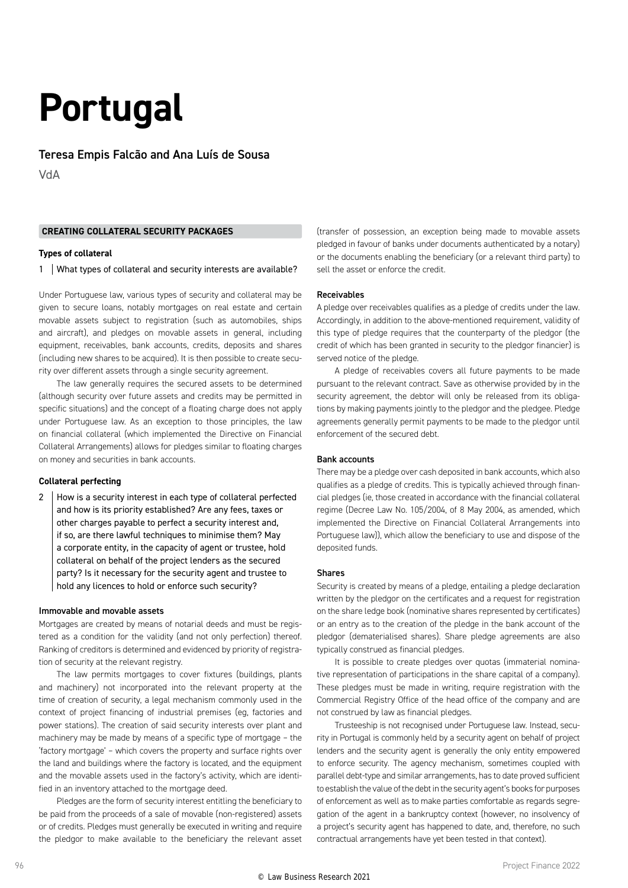# Portugal

## Teresa Empis Falcão and Ana Luís de Sousa

VdA

### CREATING COLLATERAL SECURITY PACKAGES

#### Types of collateral

**1 | What types of collateral and security interests are available?**

Under Portuguese law, various types of security and collateral may be given to secure loans, notably mortgages on real estate and certain movable assets subject to registration (such as automobiles, ships and aircraft), and pledges on movable assets in general, including equipment, receivables, bank accounts, credits, deposits and shares (including new shares to be acquired). It is then possible to create security over different assets through a single security agreement.

The law generally requires the secured assets to be determined (although security over future assets and credits may be permitted in specific situations) and the concept of a floating charge does not apply under Portuguese law. As an exception to those principles, the law on financial collateral (which implemented the Directive on Financial Collateral Arrangements) allows for pledges similar to floating charges on money and securities in bank accounts.

#### Collateral perfecting

**2 | How is a security interest in each type of collateral perfected and how is its priority established? Are any fees, taxes or other charges payable to perfect a security interest and, if so, are there lawful techniques to minimise them? May a corporate entity, in the capacity of agent or trustee, hold collateral on behalf of the project lenders as the secured party? Is it necessary for the security agent and trustee to hold any licences to hold or enforce such security?**

##### Immovable and movable assets

Mortgages are created by means of notarial deeds and must be registered as a condition for the validity (and not only perfection) thereof. Ranking of creditors is determined and evidenced by priority of registration of security at the relevant registry.

The law permits mortgages to cover fixtures (buildings, plants and machinery) not incorporated into the relevant property at the time of creation of security, a legal mechanism commonly used in the context of project financing of industrial premises (eg, factories and power stations). The creation of said security interests over plant and machinery may be made by means of a specific type of mortgage – the 'factory mortgage' – which covers the property and surface rights over the land and buildings where the factory is located, and the equipment and the movable assets used in the factory's activity, which are identified in an inventory attached to the mortgage deed.

Pledges are the form of security interest entitling the beneficiary to be paid from the proceeds of a sale of movable (non-registered) assets or of credits. Pledges must generally be executed in writing and require the pledgor to make available to the beneficiary the relevant asset (transfer of possession, an exception being made to movable assets pledged in favour of banks under documents authenticated by a notary) or the documents enabling the beneficiary (or a relevant third party) to sell the asset or enforce the credit.

##### Receivables

A pledge over receivables qualifies as a pledge of credits under the law. Accordingly, in addition to the above-mentioned requirement, validity of this type of pledge requires that the counterparty of the pledgor (the credit of which has been granted in security to the pledgor financier) is served notice of the pledge.

A pledge of receivables covers all future payments to be made pursuant to the relevant contract. Save as otherwise provided by in the security agreement, the debtor will only be released from its obligations by making payments jointly to the pledgor and the pledgee. Pledge agreements generally permit payments to be made to the pledgor until enforcement of the secured debt.

##### Bank accounts

There may be a pledge over cash deposited in bank accounts, which also qualifies as a pledge of credits. This is typically achieved through financial pledges (ie, those created in accordance with the financial collateral regime (Decree Law No. 105/2004, of 8 May 2004, as amended, which implemented the Directive on Financial Collateral Arrangements into Portuguese law)), which allow the beneficiary to use and dispose of the deposited funds.

##### Shares

Security is created by means of a pledge, entailing a pledge declaration written by the pledgor on the certificates and a request for registration on the share ledge book (nominative shares represented by certificates) or an entry as to the creation of the pledge in the bank account of the pledgor (dematerialised shares). Share pledge agreements are also typically construed as financial pledges.

It is possible to create pledges over quotas (immaterial nominative representation of participations in the share capital of a company). These pledges must be made in writing, require registration with the Commercial Registry Office of the head office of the company and are not construed by law as financial pledges.

Trusteeship is not recognised under Portuguese law. Instead, security in Portugal is commonly held by a security agent on behalf of project lenders and the security agent is generally the only entity empowered to enforce security. The agency mechanism, sometimes coupled with parallel debt-type and similar arrangements, has to date proved sufficient to establish the value of the debt in the security agent's books for purposes of enforcement as well as to make parties comfortable as regards segregation of the agent in a bankruptcy context (however, no insolvency of a project's security agent has happened to date, and, therefore, no such contractual arrangements have yet been tested in that context).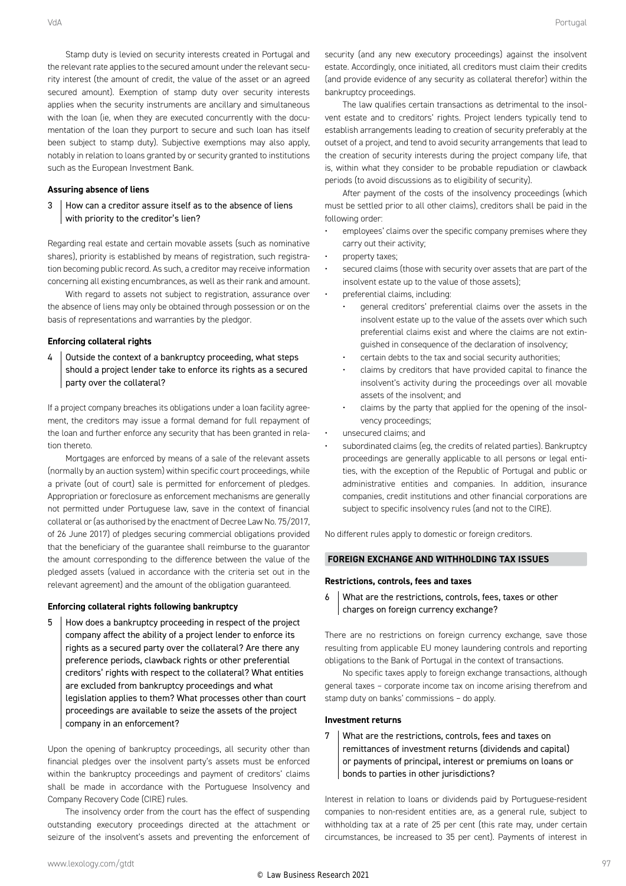Stamp duty is levied on security interests created in Portugal and the relevant rate applies to the secured amount under the relevant security interest (the amount of credit, the value of the asset or an agreed secured amount). Exemption of stamp duty over security interests applies when the security instruments are ancillary and simultaneous with the loan (ie, when they are executed concurrently with the documentation of the loan they purport to secure and such loan has itself been subject to stamp duty). Subjective exemptions may also apply, notably in relation to loans granted by or security granted to institutions such as the European Investment Bank.

#### Assuring absence of liens

**3 How can a creditor assure itself as to the absence of liens with priority to the creditor's lien?**

Regarding real estate and certain movable assets (such as nominative shares), priority is established by means of registration, such registration becoming public record. As such, a creditor may receive information concerning all existing encumbrances, as well as their rank and amount.

With regard to assets not subject to registration, assurance over the absence of liens may only be obtained through possession or on the basis of representations and warranties by the pledgor.

#### Enforcing collateral rights

**4 Outside the context of a bankruptcy proceeding, what steps should a project lender take to enforce its rights as a secured party over the collateral?**

If a project company breaches its obligations under a loan facility agreement, the creditors may issue a formal demand for full repayment of the loan and further enforce any security that has been granted in relation thereto.

Mortgages are enforced by means of a sale of the relevant assets (normally by an auction system) within specific court proceedings, while a private (out of court) sale is permitted for enforcement of pledges. Appropriation or foreclosure as enforcement mechanisms are generally not permitted under Portuguese law, save in the context of financial collateral or (as authorised by the enactment of Decree Law No. 75/2017, of 26 June 2017) of pledges securing commercial obligations provided that the beneficiary of the guarantee shall reimburse to the guarantor the amount corresponding to the difference between the value of the pledged assets (valued in accordance with the criteria set out in the relevant agreement) and the amount of the obligation guaranteed.

#### Enforcing collateral rights following bankruptcy

**5 How does a bankruptcy proceeding in respect of the project company affect the ability of a project lender to enforce its rights as a secured party over the collateral? Are there any preference periods, clawback rights or other preferential creditors' rights with respect to the collateral? What entities are excluded from bankruptcy proceedings and what legislation applies to them? What processes other than court proceedings are available to seize the assets of the project company in an enforcement?**

Upon the opening of bankruptcy proceedings, all security other than financial pledges over the insolvent party's assets must be enforced within the bankruptcy proceedings and payment of creditors' claims shall be made in accordance with the Portuguese Insolvency and Company Recovery Code (CIRE) rules.

The insolvency order from the court has the effect of suspending outstanding executory proceedings directed at the attachment or seizure of the insolvent's assets and preventing the enforcement of security (and any new executory proceedings) against the insolvent estate. Accordingly, once initiated, all creditors must claim their credits (and provide evidence of any security as collateral therefor) within the bankruptcy proceedings.

The law qualifies certain transactions as detrimental to the insolvent estate and to creditors' rights. Project lenders typically tend to establish arrangements leading to creation of security preferably at the outset of a project, and tend to avoid security arrangements that lead to the creation of security interests during the project company life, that is, within what they consider to be probable repudiation or clawback periods (to avoid discussions as to eligibility of security).

After payment of the costs of the insolvency proceedings (which must be settled prior to all other claims), creditors shall be paid in the following order:

- employees' claims over the specific company premises where they carry out their activity;
- property taxes;
- secured claims (those with security over assets that are part of the insolvent estate up to the value of those assets);
- preferential claims, including:
  - general creditors' preferential claims over the assets in the insolvent estate up to the value of the assets over which such preferential claims exist and where the claims are not extinguished in consequence of the declaration of insolvency;
  - certain debts to the tax and social security authorities;
  - claims by creditors that have provided capital to finance the insolvent's activity during the proceedings over all movable assets of the insolvent; and
  - claims by the party that applied for the opening of the insolvency proceedings;
- unsecured claims; and
- subordinated claims (eg, the credits of related parties). Bankruptcy proceedings are generally applicable to all persons or legal entities, with the exception of the Republic of Portugal and public or administrative entities and companies. In addition, insurance companies, credit institutions and other financial corporations are subject to specific insolvency rules (and not to the CIRE).

No different rules apply to domestic or foreign creditors.

### FOREIGN EXCHANGE AND WITHHOLDING TAX ISSUES

#### Restrictions, controls, fees and taxes

**6 What are the restrictions, controls, fees, taxes or other charges on foreign currency exchange?**

There are no restrictions on foreign currency exchange, save those resulting from applicable EU money laundering controls and reporting obligations to the Bank of Portugal in the context of transactions.

No specific taxes apply to foreign exchange transactions, although general taxes – corporate income tax on income arising therefrom and stamp duty on banks' commissions – do apply.

#### Investment returns

**7 What are the restrictions, controls, fees and taxes on remittances of investment returns (dividends and capital) or payments of principal, interest or premiums on loans or bonds to parties in other jurisdictions?**

Interest in relation to loans or dividends paid by Portuguese-resident companies to non-resident entities are, as a general rule, subject to withholding tax at a rate of 25 per cent (this rate may, under certain circumstances, be increased to 35 per cent). Payments of interest in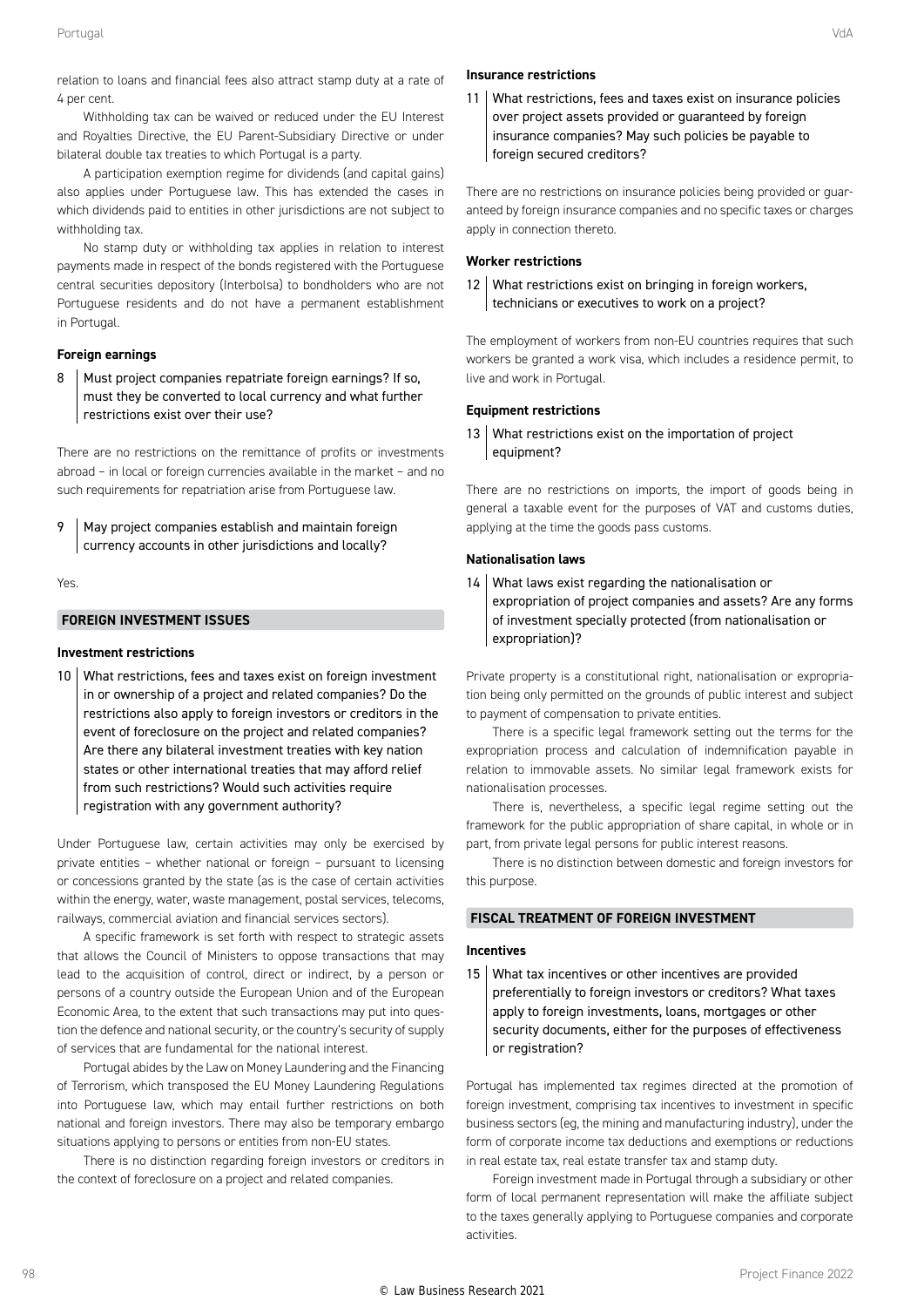relation to loans and financial fees also attract stamp duty at a rate of 4 per cent.

Withholding tax can be waived or reduced under the EU Interest and Royalties Directive, the EU Parent-Subsidiary Directive or under bilateral double tax treaties to which Portugal is a party.

A participation exemption regime for dividends (and capital gains) also applies under Portuguese law. This has extended the cases in which dividends paid to entities in other jurisdictions are not subject to withholding tax.

No stamp duty or withholding tax applies in relation to interest payments made in respect of the bonds registered with the Portuguese central securities depository (Interbolsa) to bondholders who are not Portuguese residents and do not have a permanent establishment in Portugal.

#### Foreign earnings

**8 Must project companies repatriate foreign earnings? If so, must they be converted to local currency and what further restrictions exist over their use?**

There are no restrictions on the remittance of profits or investments abroad – in local or foreign currencies available in the market – and no such requirements for repatriation arise from Portuguese law.

**9 May project companies establish and maintain foreign currency accounts in other jurisdictions and locally?**

Yes.

### FOREIGN INVESTMENT ISSUES

#### Investment restrictions

**10 What restrictions, fees and taxes exist on foreign investment in or ownership of a project and related companies? Do the restrictions also apply to foreign investors or creditors in the event of foreclosure on the project and related companies? Are there any bilateral investment treaties with key nation states or other international treaties that may afford relief from such restrictions? Would such activities require registration with any government authority?**

Under Portuguese law, certain activities may only be exercised by private entities – whether national or foreign – pursuant to licensing or concessions granted by the state (as is the case of certain activities within the energy, water, waste management, postal services, telecoms, railways, commercial aviation and financial services sectors).

A specific framework is set forth with respect to strategic assets that allows the Council of Ministers to oppose transactions that may lead to the acquisition of control, direct or indirect, by a person or persons of a country outside the European Union and of the European Economic Area, to the extent that such transactions may put into question the defence and national security, or the country's security of supply of services that are fundamental for the national interest.

Portugal abides by the Law on Money Laundering and the Financing of Terrorism, which transposed the EU Money Laundering Regulations into Portuguese law, which may entail further restrictions on both national and foreign investors. There may also be temporary embargo situations applying to persons or entities from non-EU states.

There is no distinction regarding foreign investors or creditors in the context of foreclosure on a project and related companies.

#### Insurance restrictions

**11 What restrictions, fees and taxes exist on insurance policies over project assets provided or guaranteed by foreign insurance companies? May such policies be payable to foreign secured creditors?**

There are no restrictions on insurance policies being provided or guaranteed by foreign insurance companies and no specific taxes or charges apply in connection thereto.

#### Worker restrictions

**12 What restrictions exist on bringing in foreign workers, technicians or executives to work on a project?**

The employment of workers from non-EU countries requires that such workers be granted a work visa, which includes a residence permit, to live and work in Portugal.

#### Equipment restrictions

**13 What restrictions exist on the importation of project equipment?**

There are no restrictions on imports, the import of goods being in general a taxable event for the purposes of VAT and customs duties, applying at the time the goods pass customs.

#### Nationalisation laws

**14 What laws exist regarding the nationalisation or expropriation of project companies and assets? Are any forms of investment specially protected (from nationalisation or expropriation)?**

Private property is a constitutional right, nationalisation or expropriation being only permitted on the grounds of public interest and subject to payment of compensation to private entities.

There is a specific legal framework setting out the terms for the expropriation process and calculation of indemnification payable in relation to immovable assets. No similar legal framework exists for nationalisation processes.

There is, nevertheless, a specific legal regime setting out the framework for the public appropriation of share capital, in whole or in part, from private legal persons for public interest reasons.

There is no distinction between domestic and foreign investors for this purpose.

### FISCAL TREATMENT OF FOREIGN INVESTMENT

#### Incentives

**15 What tax incentives or other incentives are provided preferentially to foreign investors or creditors? What taxes apply to foreign investments, loans, mortgages or other security documents, either for the purposes of effectiveness or registration?**

Portugal has implemented tax regimes directed at the promotion of foreign investment, comprising tax incentives to investment in specific business sectors (eg, the mining and manufacturing industry), under the form of corporate income tax deductions and exemptions or reductions in real estate tax, real estate transfer tax and stamp duty.

Foreign investment made in Portugal through a subsidiary or other form of local permanent representation will make the affiliate subject to the taxes generally applying to Portuguese companies and corporate activities.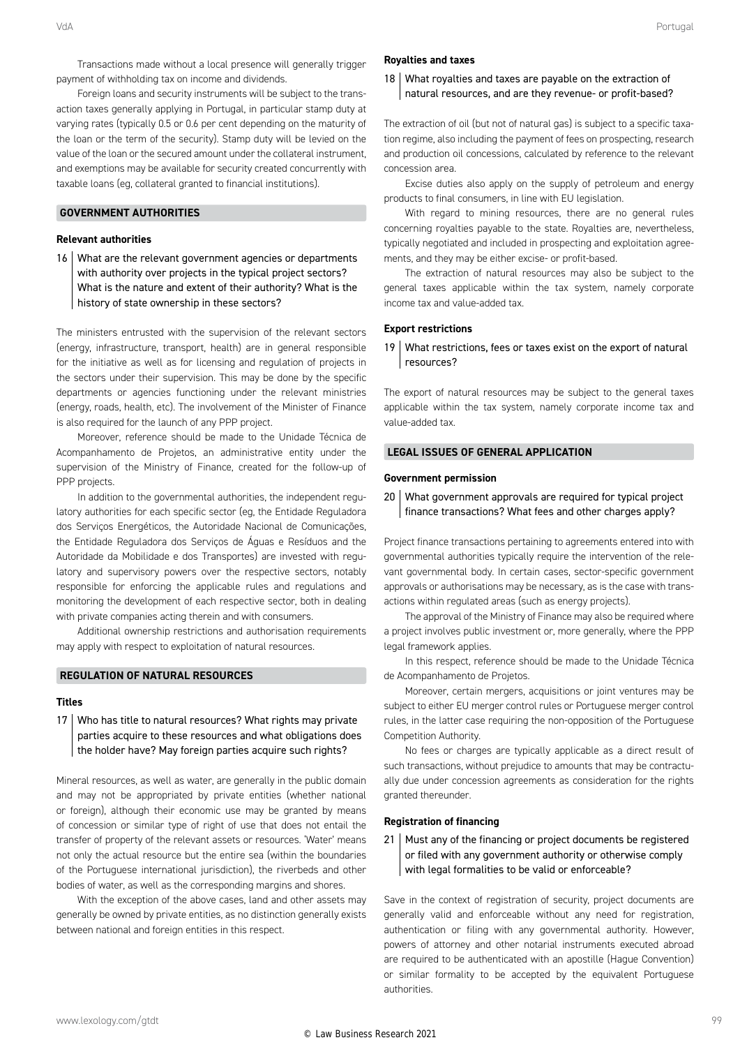Transactions made without a local presence will generally trigger payment of withholding tax on income and dividends.

Foreign loans and security instruments will be subject to the transaction taxes generally applying in Portugal, in particular stamp duty at varying rates (typically 0.5 or 0.6 per cent depending on the maturity of the loan or the term of the security). Stamp duty will be levied on the value of the loan or the secured amount under the collateral instrument, and exemptions may be available for security created concurrently with taxable loans (eg, collateral granted to financial institutions).

## GOVERNMENT AUTHORITIES

### Relevant authorities

**16 What are the relevant government agencies or departments with authority over projects in the typical project sectors? What is the nature and extent of their authority? What is the history of state ownership in these sectors?**

The ministers entrusted with the supervision of the relevant sectors (energy, infrastructure, transport, health) are in general responsible for the initiative as well as for licensing and regulation of projects in the sectors under their supervision. This may be done by the specific departments or agencies functioning under the relevant ministries (energy, roads, health, etc). The involvement of the Minister of Finance is also required for the launch of any PPP project.

Moreover, reference should be made to the Unidade Técnica de Acompanhamento de Projetos, an administrative entity under the supervision of the Ministry of Finance, created for the follow-up of PPP projects.

In addition to the governmental authorities, the independent regulatory authorities for each specific sector (eg, the Entidade Reguladora dos Serviços Energéticos, the Autoridade Nacional de Comunicações, the Entidade Reguladora dos Serviços de Águas e Resíduos and the Autoridade da Mobilidade e dos Transportes) are invested with regulatory and supervisory powers over the respective sectors, notably responsible for enforcing the applicable rules and regulations and monitoring the development of each respective sector, both in dealing with private companies acting therein and with consumers.

Additional ownership restrictions and authorisation requirements may apply with respect to exploitation of natural resources.

## REGULATION OF NATURAL RESOURCES

### Titles

**17 Who has title to natural resources? What rights may private parties acquire to these resources and what obligations does the holder have? May foreign parties acquire such rights?**

Mineral resources, as well as water, are generally in the public domain and may not be appropriated by private entities (whether national or foreign), although their economic use may be granted by means of concession or similar type of right of use that does not entail the transfer of property of the relevant assets or resources. 'Water' means not only the actual resource but the entire sea (within the boundaries of the Portuguese international jurisdiction), the riverbeds and other bodies of water, as well as the corresponding margins and shores.

With the exception of the above cases, land and other assets may generally be owned by private entities, as no distinction generally exists between national and foreign entities in this respect.

### Royalties and taxes

**18 What royalties and taxes are payable on the extraction of natural resources, and are they revenue- or profit-based?**

The extraction of oil (but not of natural gas) is subject to a specific taxation regime, also including the payment of fees on prospecting, research and production oil concessions, calculated by reference to the relevant concession area.

Excise duties also apply on the supply of petroleum and energy products to final consumers, in line with EU legislation.

With regard to mining resources, there are no general rules concerning royalties payable to the state. Royalties are, nevertheless, typically negotiated and included in prospecting and exploitation agreements, and they may be either excise- or profit-based.

The extraction of natural resources may also be subject to the general taxes applicable within the tax system, namely corporate income tax and value-added tax.

### Export restrictions

**19 What restrictions, fees or taxes exist on the export of natural resources?**

The export of natural resources may be subject to the general taxes applicable within the tax system, namely corporate income tax and value-added tax.

## LEGAL ISSUES OF GENERAL APPLICATION

### Government permission

**20 What government approvals are required for typical project finance transactions? What fees and other charges apply?**

Project finance transactions pertaining to agreements entered into with governmental authorities typically require the intervention of the relevant governmental body. In certain cases, sector-specific government approvals or authorisations may be necessary, as is the case with transactions within regulated areas (such as energy projects).

The approval of the Ministry of Finance may also be required where a project involves public investment or, more generally, where the PPP legal framework applies.

In this respect, reference should be made to the Unidade Técnica de Acompanhamento de Projetos.

Moreover, certain mergers, acquisitions or joint ventures may be subject to either EU merger control rules or Portuguese merger control rules, in the latter case requiring the non-opposition of the Portuguese Competition Authority.

No fees or charges are typically applicable as a direct result of such transactions, without prejudice to amounts that may be contractually due under concession agreements as consideration for the rights granted thereunder.

### Registration of financing

**21 Must any of the financing or project documents be registered or filed with any government authority or otherwise comply with legal formalities to be valid or enforceable?**

Save in the context of registration of security, project documents are generally valid and enforceable without any need for registration, authentication or filing with any governmental authority. However, powers of attorney and other notarial instruments executed abroad are required to be authenticated with an apostille (Hague Convention) or similar formality to be accepted by the equivalent Portuguese authorities.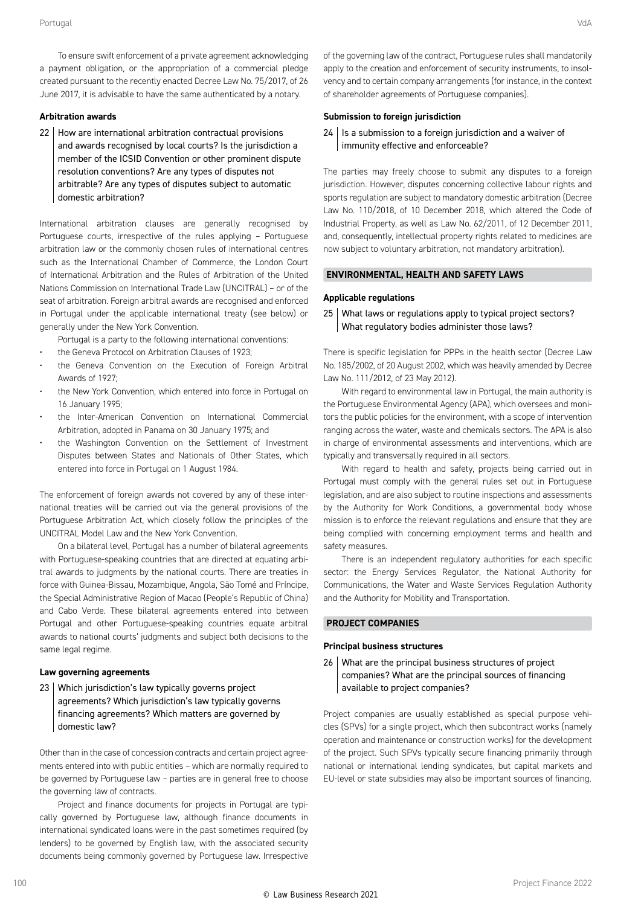To ensure swift enforcement of a private agreement acknowledging a payment obligation, or the appropriation of a commercial pledge created pursuant to the recently enacted Decree Law No. 75/2017, of 26 June 2017, it is advisable to have the same authenticated by a notary.

### Arbitration awards

**22 How are international arbitration contractual provisions and awards recognised by local courts? Is the jurisdiction a member of the ICSID Convention or other prominent dispute resolution conventions? Are any types of disputes not arbitrable? Are any types of disputes subject to automatic domestic arbitration?**

International arbitration clauses are generally recognised by Portuguese courts, irrespective of the rules applying – Portuguese arbitration law or the commonly chosen rules of international centres such as the International Chamber of Commerce, the London Court of International Arbitration and the Rules of Arbitration of the United Nations Commission on International Trade Law (UNCITRAL) – or of the seat of arbitration. Foreign arbitral awards are recognised and enforced in Portugal under the applicable international treaty (see below) or generally under the New York Convention.

Portugal is a party to the following international conventions:

- the Geneva Protocol on Arbitration Clauses of 1923;
- the Geneva Convention on the Execution of Foreign Arbitral Awards of 1927;
- the New York Convention, which entered into force in Portugal on 16 January 1995;
- the Inter-American Convention on International Commercial Arbitration, adopted in Panama on 30 January 1975; and
- the Washington Convention on the Settlement of Investment Disputes between States and Nationals of Other States, which entered into force in Portugal on 1 August 1984.

The enforcement of foreign awards not covered by any of these international treaties will be carried out via the general provisions of the Portuguese Arbitration Act, which closely follow the principles of the UNCITRAL Model Law and the New York Convention.

On a bilateral level, Portugal has a number of bilateral agreements with Portuguese-speaking countries that are directed at equating arbitral awards to judgments by the national courts. There are treaties in force with Guinea-Bissau, Mozambique, Angola, São Tomé and Príncipe, the Special Administrative Region of Macao (People's Republic of China) and Cabo Verde. These bilateral agreements entered into between Portugal and other Portuguese-speaking countries equate arbitral awards to national courts' judgments and subject both decisions to the same legal regime.

### Law governing agreements

**23 Which jurisdiction's law typically governs project agreements? Which jurisdiction's law typically governs financing agreements? Which matters are governed by domestic law?**

Other than in the case of concession contracts and certain project agreements entered into with public entities – which are normally required to be governed by Portuguese law – parties are in general free to choose the governing law of contracts.

Project and finance documents for projects in Portugal are typically governed by Portuguese law, although finance documents in international syndicated loans were in the past sometimes required (by lenders) to be governed by English law, with the associated security documents being commonly governed by Portuguese law. Irrespective of the governing law of the contract, Portuguese rules shall mandatorily apply to the creation and enforcement of security instruments, to insolvency and to certain company arrangements (for instance, in the context of shareholder agreements of Portuguese companies).

### Submission to foreign jurisdiction

**24 Is a submission to a foreign jurisdiction and a waiver of immunity effective and enforceable?**

The parties may freely choose to submit any disputes to a foreign jurisdiction. However, disputes concerning collective labour rights and sports regulation are subject to mandatory domestic arbitration (Decree Law No. 110/2018, of 10 December 2018, which altered the Code of Industrial Property, as well as Law No. 62/2011, of 12 December 2011, and, consequently, intellectual property rights related to medicines are now subject to voluntary arbitration, not mandatory arbitration).

## ENVIRONMENTAL, HEALTH AND SAFETY LAWS

### Applicable regulations

**25 What laws or regulations apply to typical project sectors? What regulatory bodies administer those laws?**

There is specific legislation for PPPs in the health sector (Decree Law No. 185/2002, of 20 August 2002, which was heavily amended by Decree Law No. 111/2012, of 23 May 2012).

With regard to environmental law in Portugal, the main authority is the Portuguese Environmental Agency (APA), which oversees and monitors the public policies for the environment, with a scope of intervention ranging across the water, waste and chemicals sectors. The APA is also in charge of environmental assessments and interventions, which are typically and transversally required in all sectors.

With regard to health and safety, projects being carried out in Portugal must comply with the general rules set out in Portuguese legislation, and are also subject to routine inspections and assessments by the Authority for Work Conditions, a governmental body whose mission is to enforce the relevant regulations and ensure that they are being complied with concerning employment terms and health and safety measures.

There is an independent regulatory authorities for each specific sector: the Energy Services Regulator, the National Authority for Communications, the Water and Waste Services Regulation Authority and the Authority for Mobility and Transportation.

## PROJECT COMPANIES

### Principal business structures

**26 What are the principal business structures of project companies? What are the principal sources of financing available to project companies?**

Project companies are usually established as special purpose vehicles (SPVs) for a single project, which then subcontract works (namely operation and maintenance or construction works) for the development of the project. Such SPVs typically secure financing primarily through national or international lending syndicates, but capital markets and EU-level or state subsidies may also be important sources of financing.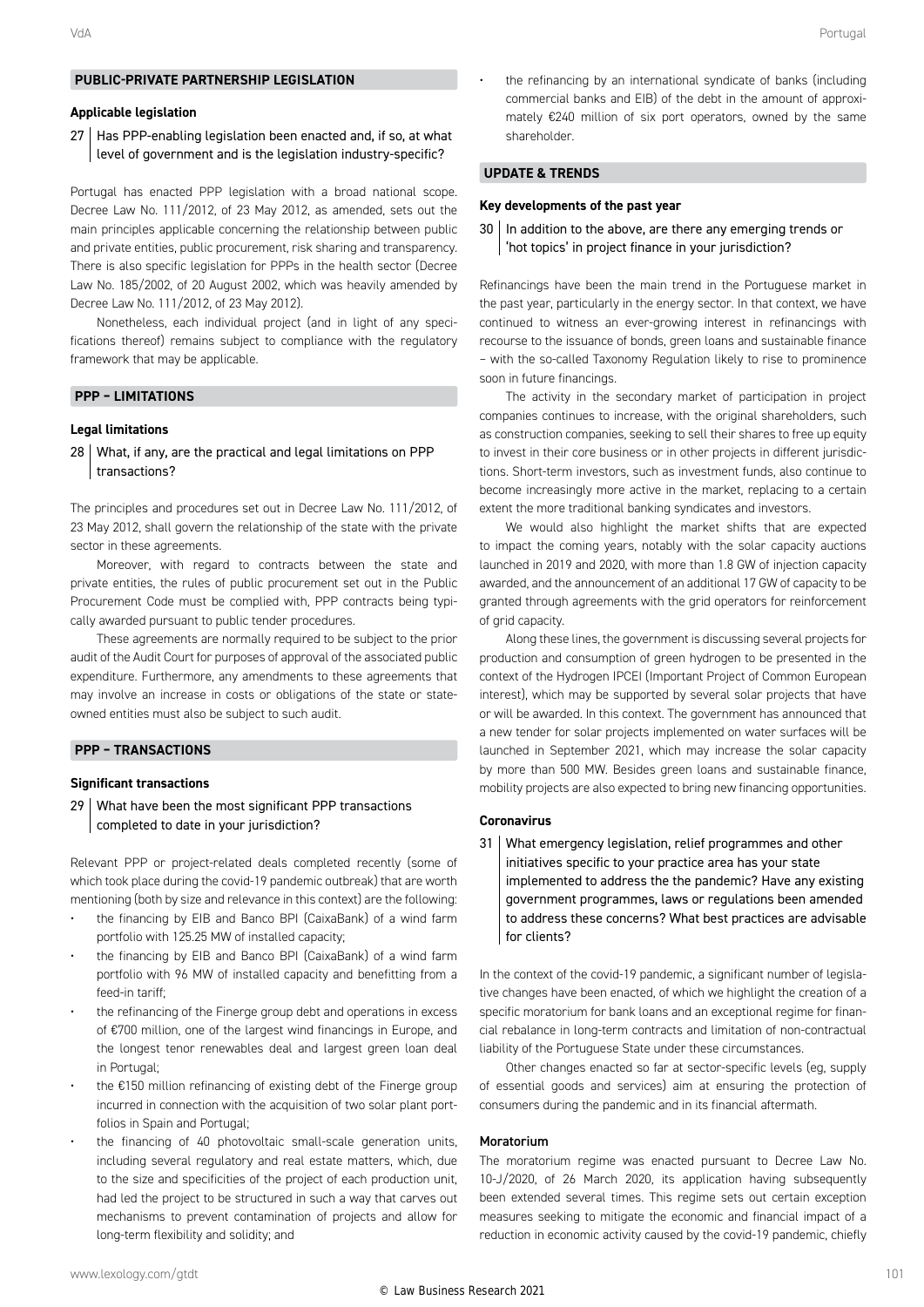## PUBLIC-PRIVATE PARTNERSHIP LEGISLATION

### Applicable legislation

**27 Has PPP-enabling legislation been enacted and, if so, at what level of government and is the legislation industry-specific?**

Portugal has enacted PPP legislation with a broad national scope. Decree Law No. 111/2012, of 23 May 2012, as amended, sets out the main principles applicable concerning the relationship between public and private entities, public procurement, risk sharing and transparency. There is also specific legislation for PPPs in the health sector (Decree Law No. 185/2002, of 20 August 2002, which was heavily amended by Decree Law No. 111/2012, of 23 May 2012).

Nonetheless, each individual project (and in light of any specifications thereof) remains subject to compliance with the regulatory framework that may be applicable.

## PPP – LIMITATIONS

### Legal limitations

**28 What, if any, are the practical and legal limitations on PPP transactions?**

The principles and procedures set out in Decree Law No. 111/2012, of 23 May 2012, shall govern the relationship of the state with the private sector in these agreements.

Moreover, with regard to contracts between the state and private entities, the rules of public procurement set out in the Public Procurement Code must be complied with, PPP contracts being typically awarded pursuant to public tender procedures.

These agreements are normally required to be subject to the prior audit of the Audit Court for purposes of approval of the associated public expenditure. Furthermore, any amendments to these agreements that may involve an increase in costs or obligations of the state or state-owned entities must also be subject to such audit.

## PPP – TRANSACTIONS

### Significant transactions

**29 What have been the most significant PPP transactions completed to date in your jurisdiction?**

Relevant PPP or project-related deals completed recently (some of which took place during the covid-19 pandemic outbreak) that are worth mentioning (both by size and relevance in this context) are the following:

- the financing by EIB and Banco BPI (CaixaBank) of a wind farm portfolio with 125.25 MW of installed capacity;
- the financing by EIB and Banco BPI (CaixaBank) of a wind farm portfolio with 96 MW of installed capacity and benefitting from a feed-in tariff;
- the refinancing of the Finerge group debt and operations in excess of €700 million, one of the largest wind financings in Europe, and the longest tenor renewables deal and largest green loan deal in Portugal;
- the €150 million refinancing of existing debt of the Finerge group incurred in connection with the acquisition of two solar plant portfolios in Spain and Portugal;
- the financing of 40 photovoltaic small-scale generation units, including several regulatory and real estate matters, which, due to the size and specificities of the project of each production unit, had led the project to be structured in such a way that carves out mechanisms to prevent contamination of projects and allow for long-term flexibility and solidity; and
- the refinancing by an international syndicate of banks (including commercial banks and EIB) of the debt in the amount of approximately €240 million of six port operators, owned by the same shareholder.

## UPDATE & TRENDS

### Key developments of the past year

**30 In addition to the above, are there any emerging trends or 'hot topics' in project finance in your jurisdiction?**

Refinancings have been the main trend in the Portuguese market in the past year, particularly in the energy sector. In that context, we have continued to witness an ever-growing interest in refinancings with recourse to the issuance of bonds, green loans and sustainable finance – with the so-called Taxonomy Regulation likely to rise to prominence soon in future financings.

The activity in the secondary market of participation in project companies continues to increase, with the original shareholders, such as construction companies, seeking to sell their shares to free up equity to invest in their core business or in other projects in different jurisdictions. Short-term investors, such as investment funds, also continue to become increasingly more active in the market, replacing to a certain extent the more traditional banking syndicates and investors.

We would also highlight the market shifts that are expected to impact the coming years, notably with the solar capacity auctions launched in 2019 and 2020, with more than 1.8 GW of injection capacity awarded, and the announcement of an additional 17 GW of capacity to be granted through agreements with the grid operators for reinforcement of grid capacity.

Along these lines, the government is discussing several projects for production and consumption of green hydrogen to be presented in the context of the Hydrogen IPCEI (Important Project of Common European interest), which may be supported by several solar projects that have or will be awarded. In this context. The government has announced that a new tender for solar projects implemented on water surfaces will be launched in September 2021, which may increase the solar capacity by more than 500 MW. Besides green loans and sustainable finance, mobility projects are also expected to bring new financing opportunities.

### Coronavirus

**31 What emergency legislation, relief programmes and other initiatives specific to your practice area has your state implemented to address the the pandemic? Have any existing government programmes, laws or regulations been amended to address these concerns? What best practices are advisable for clients?**

In the context of the covid-19 pandemic, a significant number of legislative changes have been enacted, of which we highlight the creation of a specific moratorium for bank loans and an exceptional regime for financial rebalance in long-term contracts and limitation of non-contractual liability of the Portuguese State under these circumstances.

Other changes enacted so far at sector-specific levels (eg, supply of essential goods and services) aim at ensuring the protection of consumers during the pandemic and in its financial aftermath.

#### Moratorium

The moratorium regime was enacted pursuant to Decree Law No. 10-J/2020, of 26 March 2020, its application having subsequently been extended several times. This regime sets out certain exception measures seeking to mitigate the economic and financial impact of a reduction in economic activity caused by the covid-19 pandemic, chiefly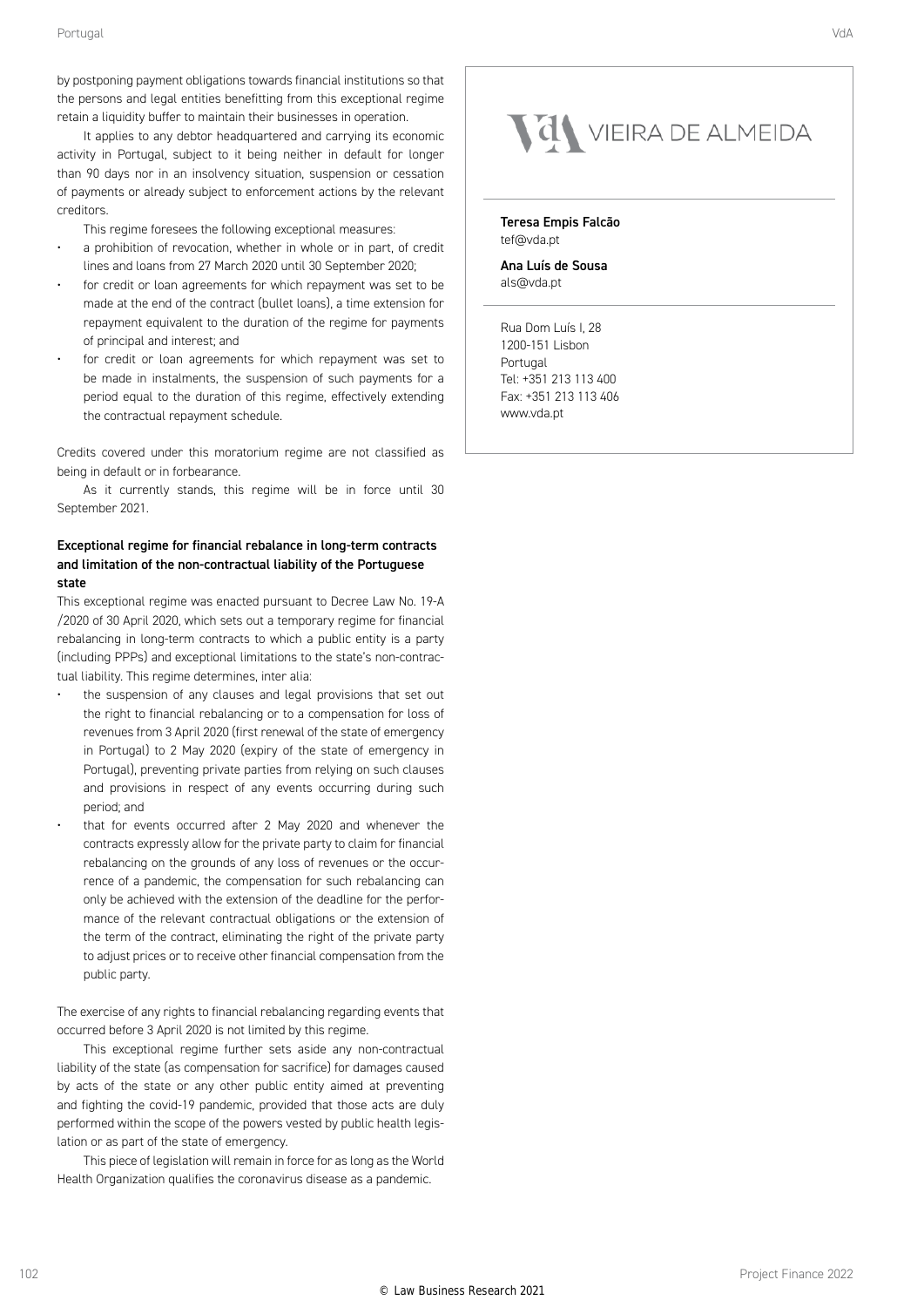by postponing payment obligations towards financial institutions so that the persons and legal entities benefitting from this exceptional regime retain a liquidity buffer to maintain their businesses in operation.

It applies to any debtor headquartered and carrying its economic activity in Portugal, subject to it being neither in default for longer than 90 days nor in an insolvency situation, suspension or cessation of payments or already subject to enforcement actions by the relevant creditors.

This regime foresees the following exceptional measures:

- a prohibition of revocation, whether in whole or in part, of credit lines and loans from 27 March 2020 until 30 September 2020;
- for credit or loan agreements for which repayment was set to be made at the end of the contract (bullet loans), a time extension for repayment equivalent to the duration of the regime for payments of principal and interest; and
- for credit or loan agreements for which repayment was set to be made in instalments, the suspension of such payments for a period equal to the duration of this regime, effectively extending the contractual repayment schedule.

Credits covered under this moratorium regime are not classified as being in default or in forbearance.

As it currently stands, this regime will be in force until 30 September 2021.

### Exceptional regime for financial rebalance in long-term contracts and limitation of the non-contractual liability of the Portuguese state

This exceptional regime was enacted pursuant to Decree Law No. 19-A /2020 of 30 April 2020, which sets out a temporary regime for financial rebalancing in long-term contracts to which a public entity is a party (including PPPs) and exceptional limitations to the state's non-contractual liability. This regime determines, inter alia:

- the suspension of any clauses and legal provisions that set out the right to financial rebalancing or to a compensation for loss of revenues from 3 April 2020 (first renewal of the state of emergency in Portugal) to 2 May 2020 (expiry of the state of emergency in Portugal), preventing private parties from relying on such clauses and provisions in respect of any events occurring during such period; and
- that for events occurred after 2 May 2020 and whenever the contracts expressly allow for the private party to claim for financial rebalancing on the grounds of any loss of revenues or the occurrence of a pandemic, the compensation for such rebalancing can only be achieved with the extension of the deadline for the performance of the relevant contractual obligations or the extension of the term of the contract, eliminating the right of the private party to adjust prices or to receive other financial compensation from the public party.

The exercise of any rights to financial rebalancing regarding events that occurred before 3 April 2020 is not limited by this regime.

This exceptional regime further sets aside any non-contractual liability of the state (as compensation for sacrifice) for damages caused by acts of the state or any other public entity aimed at preventing and fighting the covid-19 pandemic, provided that those acts are duly performed within the scope of the powers vested by public health legislation or as part of the state of emergency.

This piece of legislation will remain in force for as long as the World Health Organization qualifies the coronavirus disease as a pandemic.

VIEIRA DE ALMEIDA

**Teresa Empis Falcão**
tef@vda.pt

**Ana Luís de Sousa**
als@vda.pt

Rua Dom Luís I, 28
1200-151 Lisbon
Portugal
Tel: +351 213 113 400
Fax: +351 213 113 406
www.vda.pt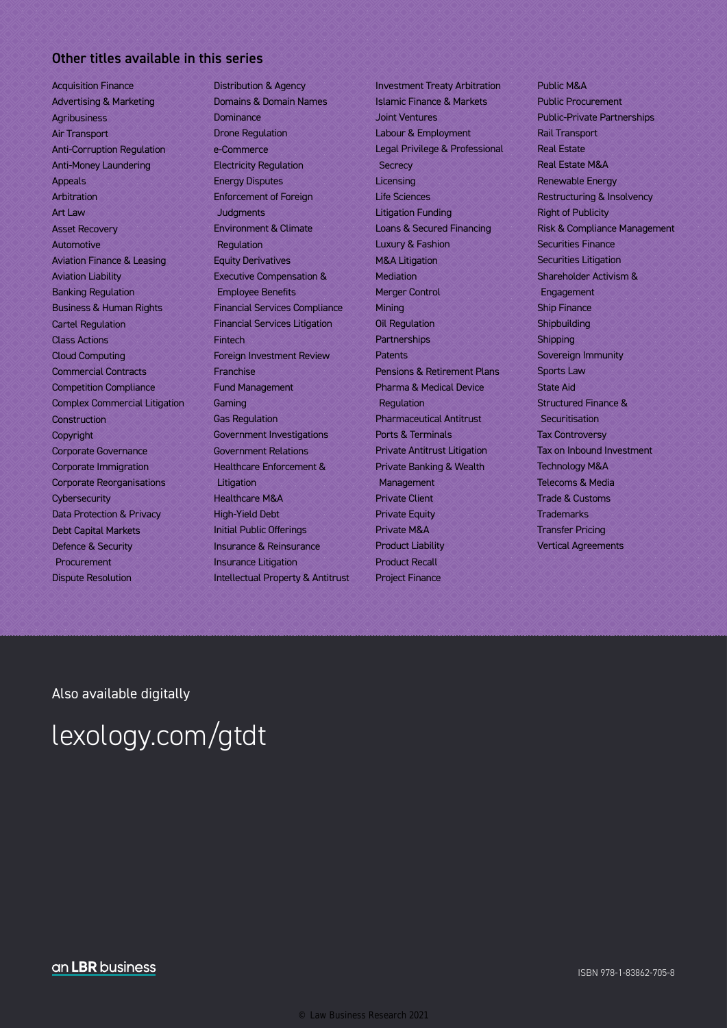## Other titles available in this series

- Acquisition Finance
- Advertising & Marketing
- Agribusiness
- Air Transport
- Anti-Corruption Regulation
- Anti-Money Laundering
- Appeals
- Arbitration
- Art Law
- Asset Recovery
- Automotive
- Aviation Finance & Leasing
- Aviation Liability
- Banking Regulation
- Business & Human Rights
- Cartel Regulation
- Class Actions
- Cloud Computing
- Commercial Contracts
- Competition Compliance
- Complex Commercial Litigation
- Construction
- Copyright
- Corporate Governance
- Corporate Immigration
- Corporate Reorganisations
- Cybersecurity
- Data Protection & Privacy
- Debt Capital Markets
- Defence & Security Procurement
- Dispute Resolution
- Distribution & Agency
- Domains & Domain Names
- Dominance
- Drone Regulation
- e-Commerce
- Electricity Regulation
- Energy Disputes
- Enforcement of Foreign Judgments
- Environment & Climate Regulation
- Equity Derivatives
- Executive Compensation & Employee Benefits
- Financial Services Compliance
- Financial Services Litigation
- Fintech
- Foreign Investment Review
- Franchise
- Fund Management
- Gaming
- Gas Regulation
- Government Investigations
- Government Relations
- Healthcare Enforcement & Litigation
- Healthcare M&A
- High-Yield Debt
- Initial Public Offerings
- Insurance & Reinsurance
- Insurance Litigation
- Intellectual Property & Antitrust
- Investment Treaty Arbitration
- Islamic Finance & Markets
- Joint Ventures
- Labour & Employment
- Legal Privilege & Professional Secrecy
- Licensing
- Life Sciences
- Litigation Funding
- Loans & Secured Financing
- Luxury & Fashion
- M&A Litigation
- Mediation
- Merger Control
- Mining
- Oil Regulation
- Partnerships
- Patents
- Pensions & Retirement Plans
- Pharma & Medical Device Regulation
- Pharmaceutical Antitrust
- Ports & Terminals
- Private Antitrust Litigation
- Private Banking & Wealth Management
- Private Client
- Private Equity
- Private M&A
- Product Liability
- Product Recall
- Project Finance
- Public M&A
- Public Procurement
- Public-Private Partnerships
- Rail Transport
- Real Estate
- Real Estate M&A
- Renewable Energy
- Restructuring & Insolvency
- Right of Publicity
- Risk & Compliance Management
- Securities Finance
- Securities Litigation
- Shareholder Activism & Engagement
- Ship Finance
- Shipbuilding
- Shipping
- Sovereign Immunity
- Sports Law
- State Aid
- Structured Finance & Securitisation
- Tax Controversy
- Tax on Inbound Investment
- Technology M&A
- Telecoms & Media
- Trade & Customs
- Trademarks
- Transfer Pricing
- Vertical Agreements

Also available digitally

lexology.com/gtdt

an **LBR** business

ISBN 978-1-83862-705-8

© Law Business Research 2021